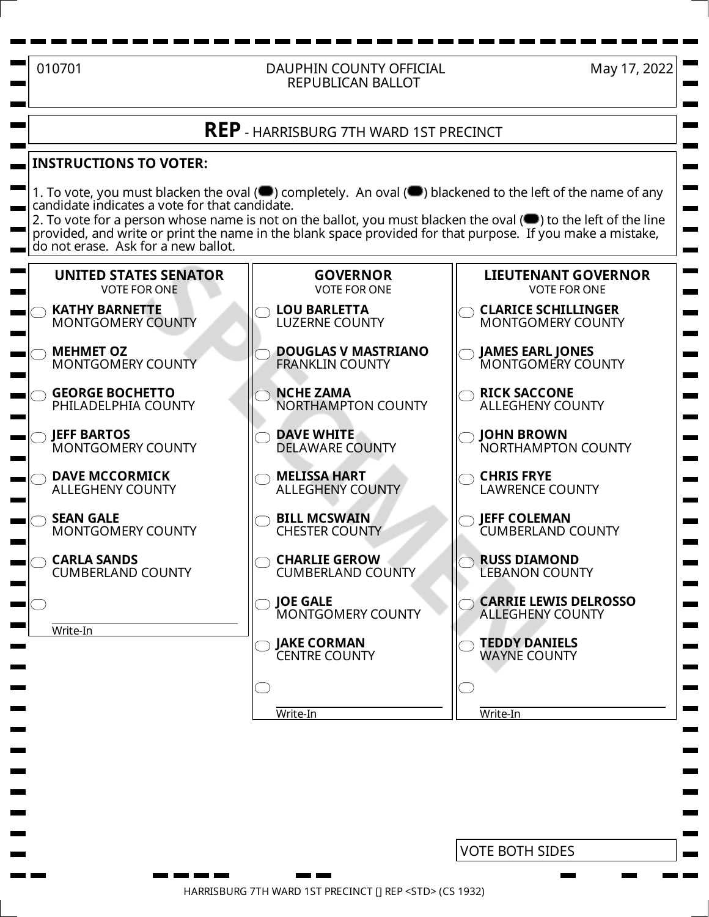010701

DAUPHIN COUNTY OFFICIAL
REPUBLICAN BALLOT

May 17, 2022

# REP - HARRISBURG 7TH WARD 1ST PRECINCT

**INSTRUCTIONS TO VOTER:**

1. To vote, you must blacken the oval (⬬) completely. An oval (⬬) blackened to the left of the name of any candidate indicates a vote for that candidate.
2. To vote for a person whose name is not on the ballot, you must blacken the oval (⬬) to the left of the line provided, and write or print the name in the blank space provided for that purpose. If you make a mistake, do not erase. Ask for a new ballot.

## UNITED STATES SENATOR
VOTE FOR ONE

- **KATHY BARNETTE** MONTGOMERY COUNTY
- **MEHMET OZ** MONTGOMERY COUNTY
- **GEORGE BOCHETTO** PHILADELPHIA COUNTY
- **JEFF BARTOS** MONTGOMERY COUNTY
- **DAVE MCCORMICK** ALLEGHENY COUNTY
- **SEAN GALE** MONTGOMERY COUNTY
- **CARLA SANDS** CUMBERLAND COUNTY
- Write-In

## GOVERNOR
VOTE FOR ONE

- **LOU BARLETTA** LUZERNE COUNTY
- **DOUGLAS V MASTRIANO** FRANKLIN COUNTY
- **NCHE ZAMA** NORTHAMPTON COUNTY
- **DAVE WHITE** DELAWARE COUNTY
- **MELISSA HART** ALLEGHENY COUNTY
- **BILL MCSWAIN** CHESTER COUNTY
- **CHARLIE GEROW** CUMBERLAND COUNTY
- **JOE GALE** MONTGOMERY COUNTY
- **JAKE CORMAN** CENTRE COUNTY
- Write-In

## LIEUTENANT GOVERNOR
VOTE FOR ONE

- **CLARICE SCHILLINGER** MONTGOMERY COUNTY
- **JAMES EARL JONES** MONTGOMERY COUNTY
- **RICK SACCONE** ALLEGHENY COUNTY
- **JOHN BROWN** NORTHAMPTON COUNTY
- **CHRIS FRYE** LAWRENCE COUNTY
- **JEFF COLEMAN** CUMBERLAND COUNTY
- **RUSS DIAMOND** LEBANON COUNTY
- **CARRIE LEWIS DELROSSO** ALLEGHENY COUNTY
- **TEDDY DANIELS** WAYNE COUNTY
- Write-In

VOTE BOTH SIDES

HARRISBURG 7TH WARD 1ST PRECINCT [] REP <STD> (CS 1932)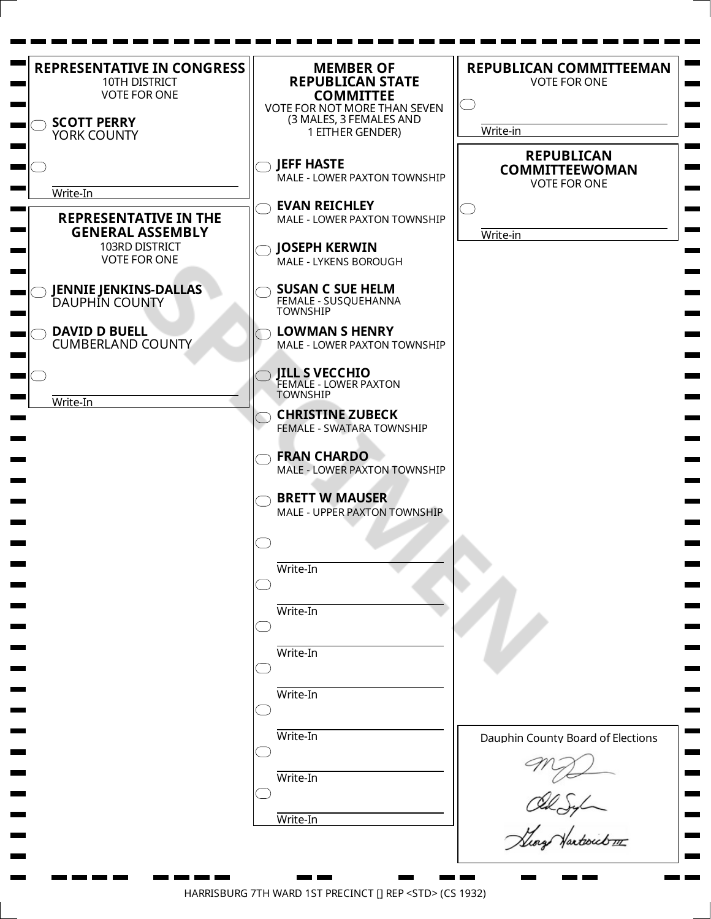## REPRESENTATIVE IN CONGRESS
10TH DISTRICT
VOTE FOR ONE

- SCOTT PERRY
  YORK COUNTY
- Write-In

## REPRESENTATIVE IN THE GENERAL ASSEMBLY
103RD DISTRICT
VOTE FOR ONE

- JENNIE JENKINS-DALLAS
  DAUPHIN COUNTY
- DAVID D BUELL
  CUMBERLAND COUNTY
- Write-In

## MEMBER OF REPUBLICAN STATE COMMITTEE
VOTE FOR NOT MORE THAN SEVEN
(3 MALES, 3 FEMALES AND 1 EITHER GENDER)

- JEFF HASTE
  MALE - LOWER PAXTON TOWNSHIP
- EVAN REICHLEY
  MALE - LOWER PAXTON TOWNSHIP
- JOSEPH KERWIN
  MALE - LYKENS BOROUGH
- SUSAN C SUE HELM
  FEMALE - SUSQUEHANNA TOWNSHIP
- LOWMAN S HENRY
  MALE - LOWER PAXTON TOWNSHIP
- JILL S VECCHIO
  FEMALE - LOWER PAXTON TOWNSHIP
- CHRISTINE ZUBECK
  FEMALE - SWATARA TOWNSHIP
- FRAN CHARDO
  MALE - LOWER PAXTON TOWNSHIP
- BRETT W MAUSER
  MALE - UPPER PAXTON TOWNSHIP
- Write-In
- Write-In
- Write-In
- Write-In
- Write-In
- Write-In
- Write-In

## REPUBLICAN COMMITTEEMAN
VOTE FOR ONE

- Write-in

## REPUBLICAN COMMITTEEWOMAN
VOTE FOR ONE

- Write-in

SPECIMEN

Dauphin County Board of Elections

HARRISBURG 7TH WARD 1ST PRECINCT [] REP <STD> (CS 1932)